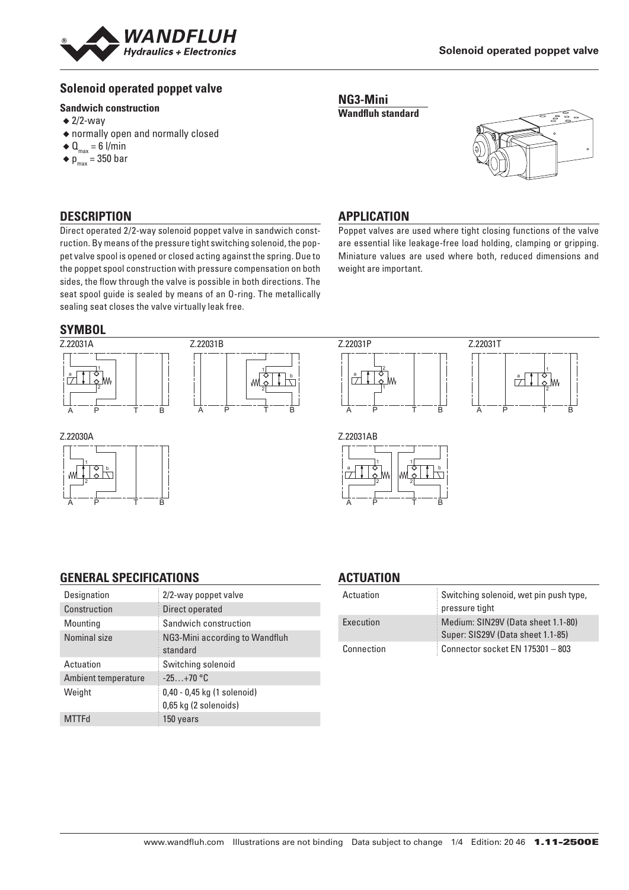## Solenoid operated poppet valve

### Sandwich construction

- 2/2-way
- normally open and normally closed
- $Q_{max}$ = 6 l/min
- $p_{max}$ = 350 bar

**NG3-Mini**
**Wandfluh standard**

## DESCRIPTION

Direct operated 2/2-way solenoid poppet valve in sandwich construction. By means of the pressure tight switching solenoid, the poppet valve spool is opened or closed acting against the spring. Due to the poppet spool construction with pressure compensation on both sides, the flow through the valve is possible in both directions. The seat spool guide is sealed by means of an O-ring. The metallically sealing seat closes the valve virtually leak free.

## APPLICATION

Poppet valves are used where tight closing functions of the valve are essential like leakage-free load holding, clamping or gripping. Miniature values are used where both, reduced dimensions and weight are important.

## SYMBOL

Z.22031A

Z.22031B

Z.22031P

Z.22031T

Z.22030A

Z.22031AB

## GENERAL SPECIFICATIONS

| | |
|---|---|
| Designation | 2/2-way poppet valve |
| Construction | Direct operated |
| Mounting | Sandwich construction |
| Nominal size | NG3-Mini according to Wandfluh standard |
| Actuation | Switching solenoid |
| Ambient temperature | -25…+70 °C |
| Weight | 0,40 - 0,45 kg (1 solenoid)<br>0,65 kg (2 solenoids) |
| MTTFd | 150 years |

## ACTUATION

| | |
|---|---|
| Actuation | Switching solenoid, wet pin push type, pressure tight |
| Execution | Medium: SIN29V (Data sheet 1.1-80)<br>Super: SIS29V (Data sheet 1.1-85) |
| Connection | Connector socket EN 175301 – 803 |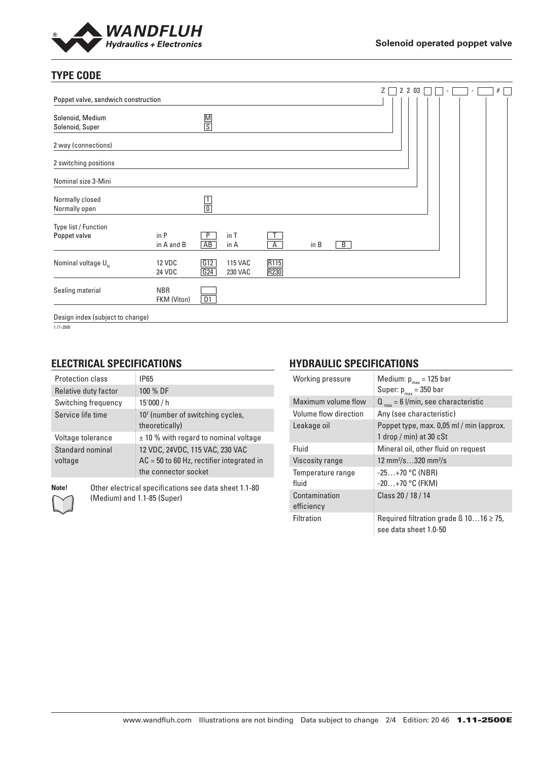## TYPE CODE

Z [ ] 2 2 03 [ ] [ ] - [ ] - [ ] # [ ]

| | | | | | | | |
|---|---|---|---|---|---|---|---|
| Poppet valve, sandwich construction | | | | | | | |
| Solenoid, Medium | | M | | | | | |
| Solenoid, Super | | S | | | | | |
| 2 way (connections) | | | | | | | |
| 2 switching positions | | | | | | | |
| Nominal size 3-Mini | | | | | | | |
| Normally closed | | 1 | | | | | |
| Normally open | | 0 | | | | | |
| Type list / Function | | | | | | | |
| Poppet valve | in P | P | in T | T | | | |
| | in A and B | AB | in A | A | in B | B | |
| Nominal voltage $U_N$ | 12 VDC | G12 | 115 VAC | R115 | | | |
| | 24 VDC | G24 | 230 VAC | R230 | | | |
| Sealing material | NBR | | | | | | |
| | FKM (Viton) | D1 | | | | | |
| Design index (subject to change) | | | | | | | |

1.11-2500

## ELECTRICAL SPECIFICATIONS

| | |
|---|---|
| Protection class | IP65 |
| Relative duty factor | 100 % DF |
| Switching frequency | 15'000 / h |
| Service life time | $10^7$ (number of switching cycles, theoretically) |
| Voltage tolerance | ± 10 % with regard to nominal voltage |
| Standard nominal voltage | 12 VDC, 24VDC, 115 VAC, 230 VAC<br>AC = 50 to 60 Hz, rectifier integrated in the connector socket |

**Note!** Other electrical specifications see data sheet 1.1-80 (Medium) and 1.1-85 (Super)

## HYDRAULIC SPECIFICATIONS

| | |
|---|---|
| Working pressure | Medium: $p_{max}$ = 125 bar<br>Super: $p_{max}$ = 350 bar |
| Maximum volume flow | $Q_{max}$ = 6 l/min, see characteristic |
| Volume flow direction | Any (see characteristic) |
| Leakage oil | Poppet type, max. 0,05 ml / min (approx. 1 drop / min) at 30 cSt |
| Fluid | Mineral oil, other fluid on request |
| Viscosity range | 12 mm²/s…320 mm²/s |
| Temperature range fluid | -25…+70 °C (NBR)<br>-20…+70 °C (FKM) |
| Contamination efficiency | Class 20 / 18 / 14 |
| Filtration | Required filtration grade ß 10…16 ≥ 75, see data sheet 1.0-50 |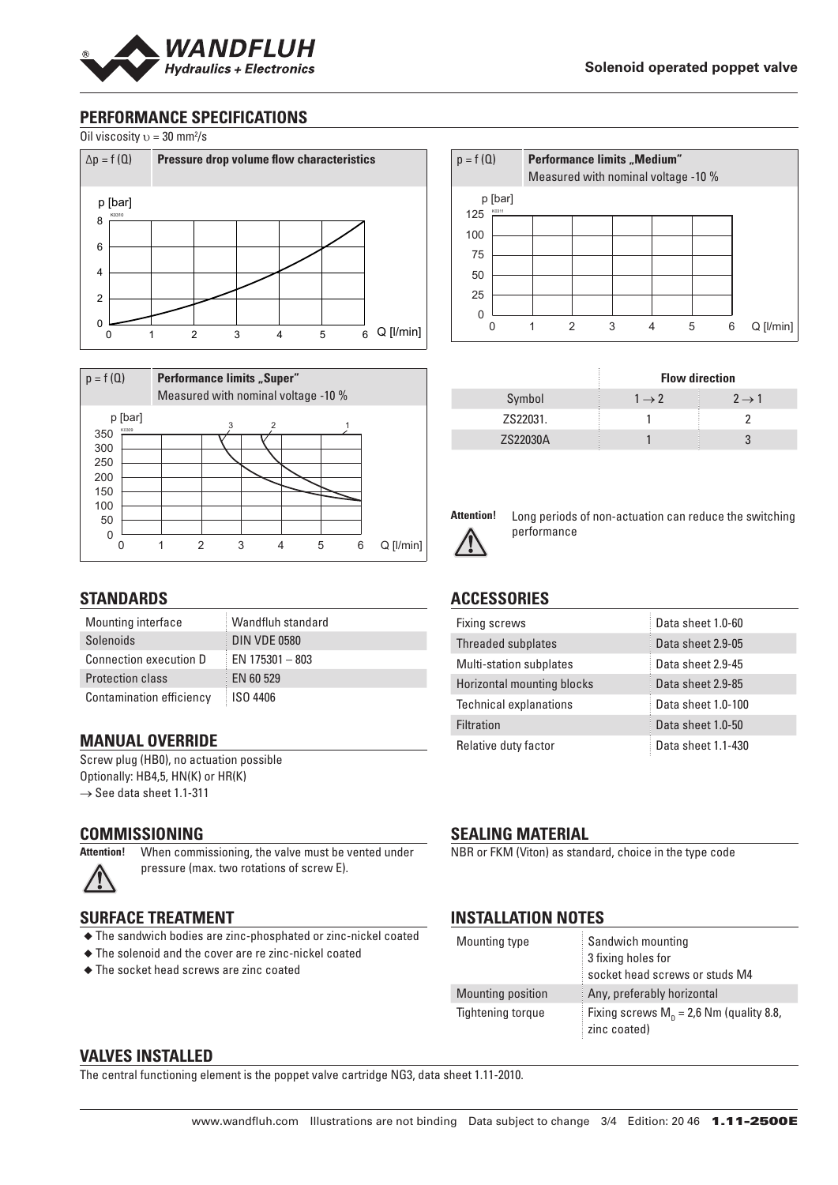## PERFORMANCE SPECIFICATIONS

Oil viscosity $\upsilon$ = 30 mm²/s

$\Delta p = f(Q)$ **Pressure drop volume flow characteristics**

$p = f(Q)$ **Performance limits „Medium"**
Measured with nominal voltage -10 %

$p = f(Q)$ **Performance limits „Super"**
Measured with nominal voltage -10 %

| | Flow direction | |
|---|---|---|
| Symbol | $1 \rightarrow 2$ | $2 \rightarrow 1$ |
| ZS22031. | 1 | 2 |
| ZS22030A | 1 | 3 |

**Attention!** Long periods of non-actuation can reduce the switching performance

## STANDARDS

| | |
|---|---|
| Mounting interface | Wandfluh standard |
| Solenoids | DIN VDE 0580 |
| Connection execution D | EN 175301 – 803 |
| Protection class | EN 60 529 |
| Contamination efficiency | ISO 4406 |

## ACCESSORIES

| | |
|---|---|
| Fixing screws | Data sheet 1.0-60 |
| Threaded subplates | Data sheet 2.9-05 |
| Multi-station subplates | Data sheet 2.9-45 |
| Horizontal mounting blocks | Data sheet 2.9-85 |
| Technical explanations | Data sheet 1.0-100 |
| Filtration | Data sheet 1.0-50 |
| Relative duty factor | Data sheet 1.1-430 |

## MANUAL OVERRIDE

Screw plug (HB0), no actuation possible
Optionally: HB4,5, HN(K) or HR(K)
→ See data sheet 1.1-311

## COMMISSIONING

**Attention!** When commissioning, the valve must be vented under pressure (max. two rotations of screw E).

## SEALING MATERIAL

NBR or FKM (Viton) as standard, choice in the type code

## SURFACE TREATMENT

- The sandwich bodies are zinc-phosphated or zinc-nickel coated
- The solenoid and the cover are re zinc-nickel coated
- The socket head screws are zinc coated

## INSTALLATION NOTES

| | |
|---|---|
| Mounting type | Sandwich mounting<br>3 fixing holes for<br>socket head screws or studs M4 |
| Mounting position | Any, preferably horizontal |
| Tightening torque | Fixing screws $M_D$ = 2,6 Nm (quality 8.8, zinc coated) |

## VALVES INSTALLED

The central functioning element is the poppet valve cartridge NG3, data sheet 1.11-2010.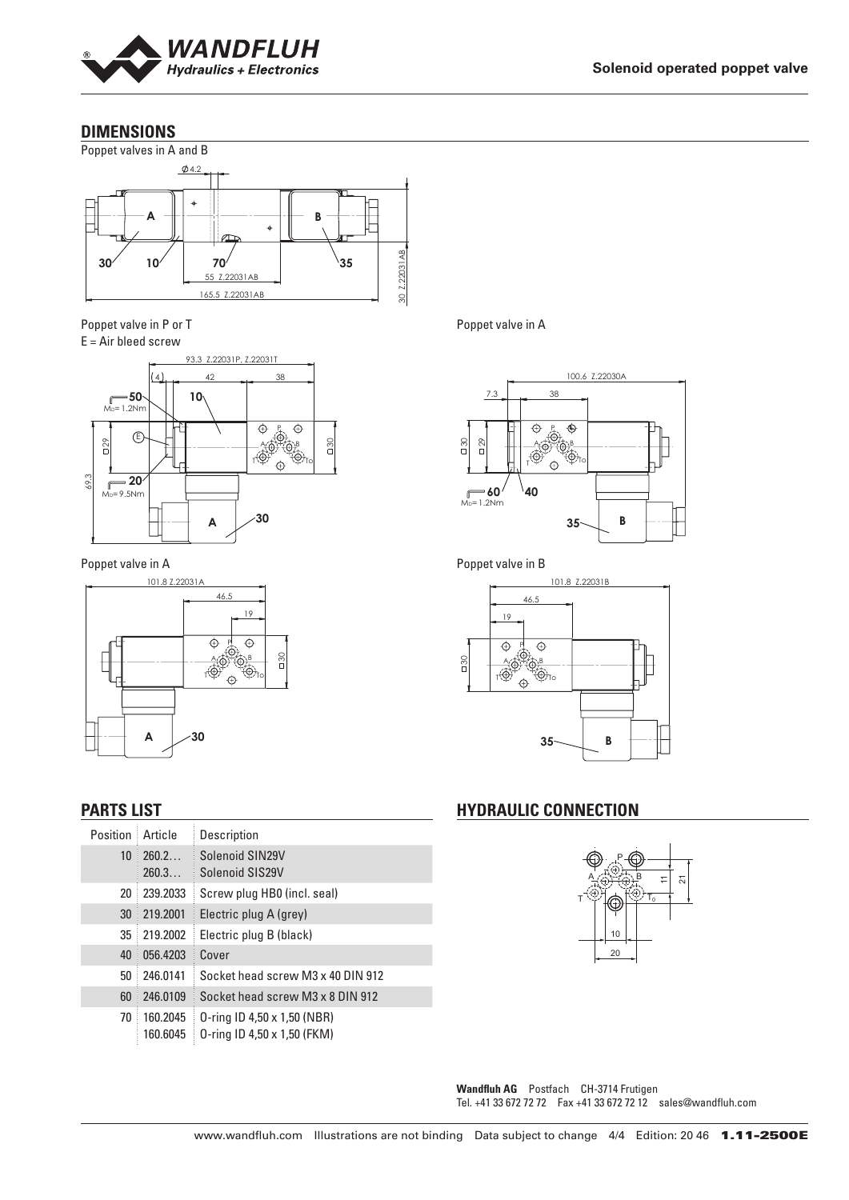## DIMENSIONS

Poppet valves in A and B

Ø4.2

A

B

30

10

70

35

55 Z.22031AB

165.5 Z.22031AB

30 Z.22031AB

Poppet valve in P or T

E = Air bleed screw

93.3 Z.22031P, Z.22031T

(4)

42

38

50

$M_D$= 1.2Nm

10

E

□29

□30

69.3

20

$M_D$= 9.5Nm

A

30

Poppet valve in A

100.6 Z.22030A

7.3

38

□30

□29

60

$M_D$= 1.2Nm

40

35

B

Poppet valve in A

101.8 Z.22031A

46.5

19

□30

A

30

Poppet valve in B

101.8 Z.22031B

46.5

19

□30

35

B

## PARTS LIST

| Position | Article | Description |
|---|---|---|
| 10 | 260.2…<br>260.3… | Solenoid SIN29V<br>Solenoid SIS29V |
| 20 | 239.2033 | Screw plug HB0 (incl. seal) |
| 30 | 219.2001 | Electric plug A (grey) |
| 35 | 219.2002 | Electric plug B (black) |
| 40 | 056.4203 | Cover |
| 50 | 246.0141 | Socket head screw M3 x 40 DIN 912 |
| 60 | 246.0109 | Socket head screw M3 x 8 DIN 912 |
| 70 | 160.2045<br>160.6045 | O-ring ID 4,50 x 1,50 (NBR)<br>O-ring ID 4,50 x 1,50 (FKM) |

## HYDRAULIC CONNECTION

P

A

B

T

$T_0$

11

21

10

20

**Wandfluh AG** Postfach CH-3714 Frutigen
Tel. +41 33 672 72 72 Fax +41 33 672 72 12 sales@wandfluh.com

www.wandfluh.com Illustrations are not binding Data subject to change Edition: 20 46 **1.11-2500E**